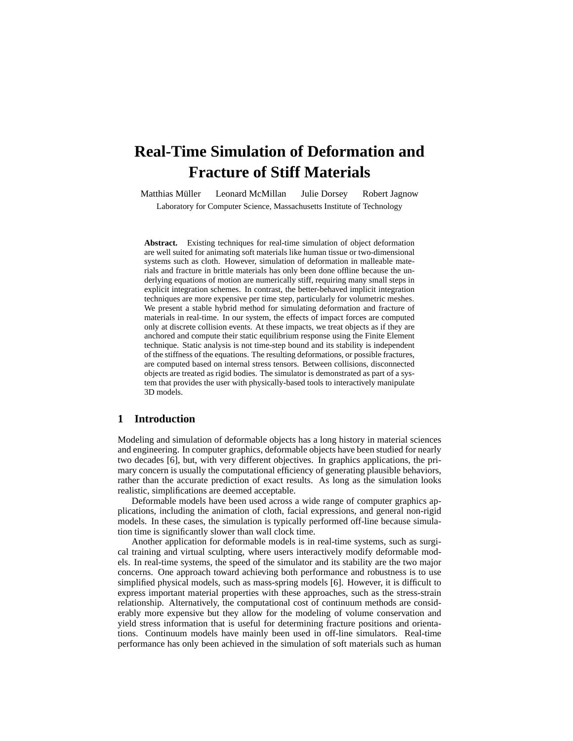# Real-Time Simulation of Deformation and Fracture of Stiff Materials

Matthias Müller  Leonard McMillan  Julie Dorsey  Robert Jagnow

Laboratory for Computer Science, Massachusetts Institute of Technology

**Abstract.** Existing techniques for real-time simulation of object deformation are well suited for animating soft materials like human tissue or two-dimensional systems such as cloth. However, simulation of deformation in malleable materials and fracture in brittle materials has only been done offline because the underlying equations of motion are numerically stiff, requiring many small steps in explicit integration schemes. In contrast, the better-behaved implicit integration techniques are more expensive per time step, particularly for volumetric meshes. We present a stable hybrid method for simulating deformation and fracture of materials in real-time. In our system, the effects of impact forces are computed only at discrete collision events. At these impacts, we treat objects as if they are anchored and compute their static equilibrium response using the Finite Element technique. Static analysis is not time-step bound and its stability is independent of the stiffness of the equations. The resulting deformations, or possible fractures, are computed based on internal stress tensors. Between collisions, disconnected objects are treated as rigid bodies. The simulator is demonstrated as part of a system that provides the user with physically-based tools to interactively manipulate 3D models.

## 1 Introduction

Modeling and simulation of deformable objects has a long history in material sciences and engineering. In computer graphics, deformable objects have been studied for nearly two decades [6], but, with very different objectives. In graphics applications, the primary concern is usually the computational efficiency of generating plausible behaviors, rather than the accurate prediction of exact results. As long as the simulation looks realistic, simplifications are deemed acceptable.

Deformable models have been used across a wide range of computer graphics applications, including the animation of cloth, facial expressions, and general non-rigid models. In these cases, the simulation is typically performed off-line because simulation time is significantly slower than wall clock time.

Another application for deformable models is in real-time systems, such as surgical training and virtual sculpting, where users interactively modify deformable models. In real-time systems, the speed of the simulator and its stability are the two major concerns. One approach toward achieving both performance and robustness is to use simplified physical models, such as mass-spring models [6]. However, it is difficult to express important material properties with these approaches, such as the stress-strain relationship. Alternatively, the computational cost of continuum methods are considerably more expensive but they allow for the modeling of volume conservation and yield stress information that is useful for determining fracture positions and orientations. Continuum models have mainly been used in off-line simulators. Real-time performance has only been achieved in the simulation of soft materials such as human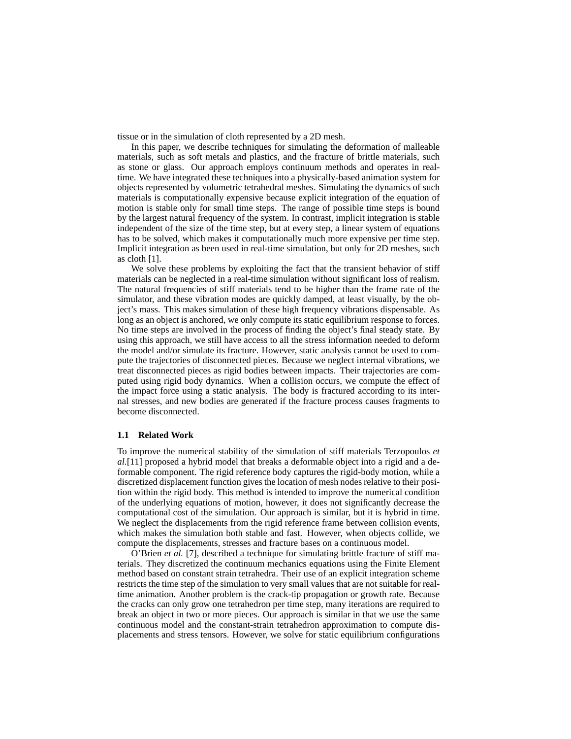tissue or in the simulation of cloth represented by a 2D mesh.

In this paper, we describe techniques for simulating the deformation of malleable materials, such as soft metals and plastics, and the fracture of brittle materials, such as stone or glass. Our approach employs continuum methods and operates in real-time. We have integrated these techniques into a physically-based animation system for objects represented by volumetric tetrahedral meshes. Simulating the dynamics of such materials is computationally expensive because explicit integration of the equation of motion is stable only for small time steps. The range of possible time steps is bound by the largest natural frequency of the system. In contrast, implicit integration is stable independent of the size of the time step, but at every step, a linear system of equations has to be solved, which makes it computationally much more expensive per time step. Implicit integration as been used in real-time simulation, but only for 2D meshes, such as cloth [1].

We solve these problems by exploiting the fact that the transient behavior of stiff materials can be neglected in a real-time simulation without significant loss of realism. The natural frequencies of stiff materials tend to be higher than the frame rate of the simulator, and these vibration modes are quickly damped, at least visually, by the object's mass. This makes simulation of these high frequency vibrations dispensable. As long as an object is anchored, we only compute its static equilibrium response to forces. No time steps are involved in the process of finding the object's final steady state. By using this approach, we still have access to all the stress information needed to deform the model and/or simulate its fracture. However, static analysis cannot be used to compute the trajectories of disconnected pieces. Because we neglect internal vibrations, we treat disconnected pieces as rigid bodies between impacts. Their trajectories are computed using rigid body dynamics. When a collision occurs, we compute the effect of the impact force using a static analysis. The body is fractured according to its internal stresses, and new bodies are generated if the fracture process causes fragments to become disconnected.

### 1.1 Related Work

To improve the numerical stability of the simulation of stiff materials Terzopoulos *et al.*[11] proposed a hybrid model that breaks a deformable object into a rigid and a deformable component. The rigid reference body captures the rigid-body motion, while a discretized displacement function gives the location of mesh nodes relative to their position within the rigid body. This method is intended to improve the numerical condition of the underlying equations of motion, however, it does not significantly decrease the computational cost of the simulation. Our approach is similar, but it is hybrid in time. We neglect the displacements from the rigid reference frame between collision events, which makes the simulation both stable and fast. However, when objects collide, we compute the displacements, stresses and fracture bases on a continuous model.

O'Brien *et al.* [7], described a technique for simulating brittle fracture of stiff materials. They discretized the continuum mechanics equations using the Finite Element method based on constant strain tetrahedra. Their use of an explicit integration scheme restricts the time step of the simulation to very small values that are not suitable for real-time animation. Another problem is the crack-tip propagation or growth rate. Because the cracks can only grow one tetrahedron per time step, many iterations are required to break an object in two or more pieces. Our approach is similar in that we use the same continuous model and the constant-strain tetrahedron approximation to compute displacements and stress tensors. However, we solve for static equilibrium configurations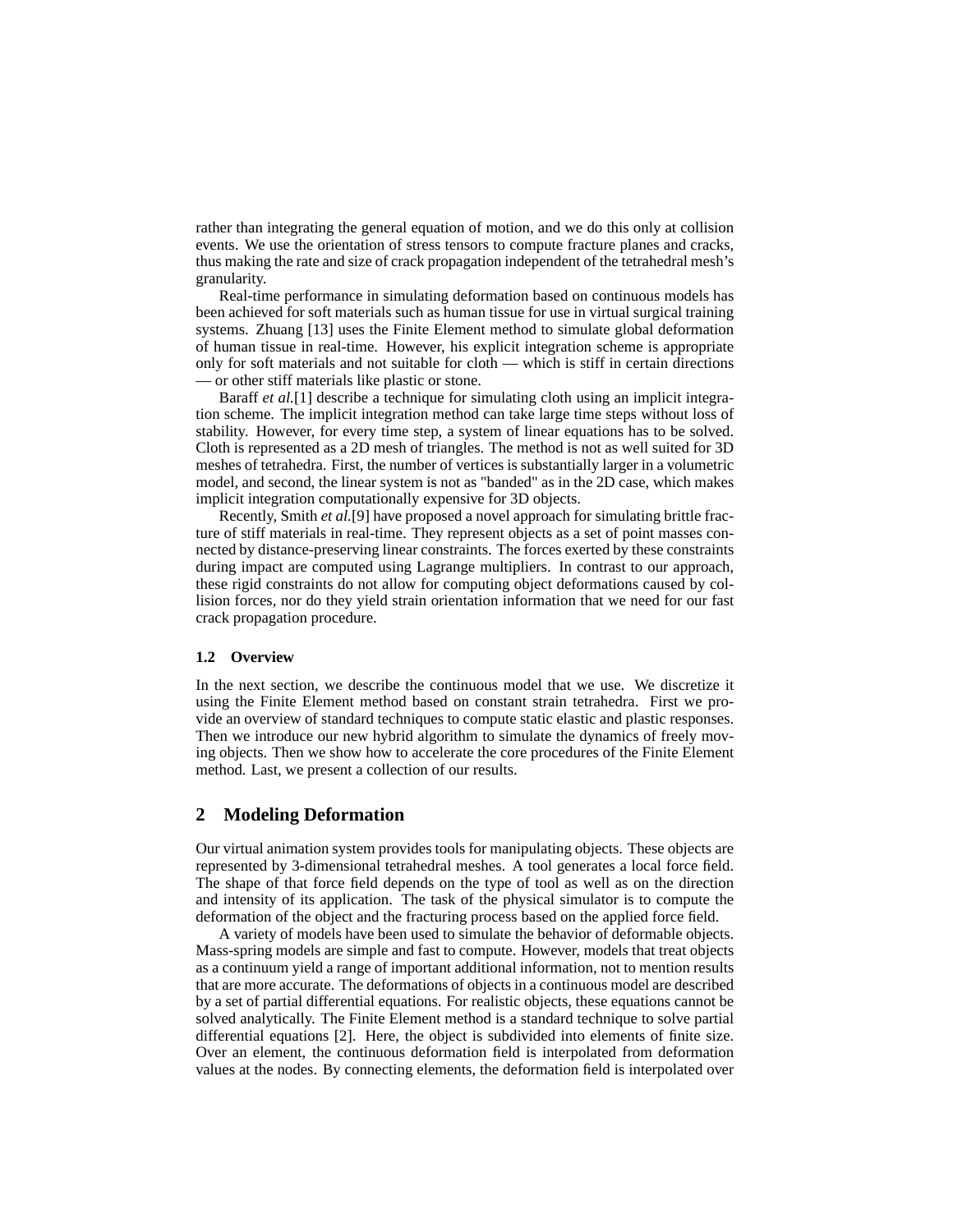rather than integrating the general equation of motion, and we do this only at collision events. We use the orientation of stress tensors to compute fracture planes and cracks, thus making the rate and size of crack propagation independent of the tetrahedral mesh's granularity.

Real-time performance in simulating deformation based on continuous models has been achieved for soft materials such as human tissue for use in virtual surgical training systems. Zhuang [13] uses the Finite Element method to simulate global deformation of human tissue in real-time. However, his explicit integration scheme is appropriate only for soft materials and not suitable for cloth — which is stiff in certain directions — or other stiff materials like plastic or stone.

Baraff *et al.*[1] describe a technique for simulating cloth using an implicit integration scheme. The implicit integration method can take large time steps without loss of stability. However, for every time step, a system of linear equations has to be solved. Cloth is represented as a 2D mesh of triangles. The method is not as well suited for 3D meshes of tetrahedra. First, the number of vertices is substantially larger in a volumetric model, and second, the linear system is not as "banded" as in the 2D case, which makes implicit integration computationally expensive for 3D objects.

Recently, Smith *et al.*[9] have proposed a novel approach for simulating brittle fracture of stiff materials in real-time. They represent objects as a set of point masses connected by distance-preserving linear constraints. The forces exerted by these constraints during impact are computed using Lagrange multipliers. In contrast to our approach, these rigid constraints do not allow for computing object deformations caused by collision forces, nor do they yield strain orientation information that we need for our fast crack propagation procedure.

### 1.2 Overview

In the next section, we describe the continuous model that we use. We discretize it using the Finite Element method based on constant strain tetrahedra. First we provide an overview of standard techniques to compute static elastic and plastic responses. Then we introduce our new hybrid algorithm to simulate the dynamics of freely moving objects. Then we show how to accelerate the core procedures of the Finite Element method. Last, we present a collection of our results.

## 2 Modeling Deformation

Our virtual animation system provides tools for manipulating objects. These objects are represented by 3-dimensional tetrahedral meshes. A tool generates a local force field. The shape of that force field depends on the type of tool as well as on the direction and intensity of its application. The task of the physical simulator is to compute the deformation of the object and the fracturing process based on the applied force field.

A variety of models have been used to simulate the behavior of deformable objects. Mass-spring models are simple and fast to compute. However, models that treat objects as a continuum yield a range of important additional information, not to mention results that are more accurate. The deformations of objects in a continuous model are described by a set of partial differential equations. For realistic objects, these equations cannot be solved analytically. The Finite Element method is a standard technique to solve partial differential equations [2]. Here, the object is subdivided into elements of finite size. Over an element, the continuous deformation field is interpolated from deformation values at the nodes. By connecting elements, the deformation field is interpolated over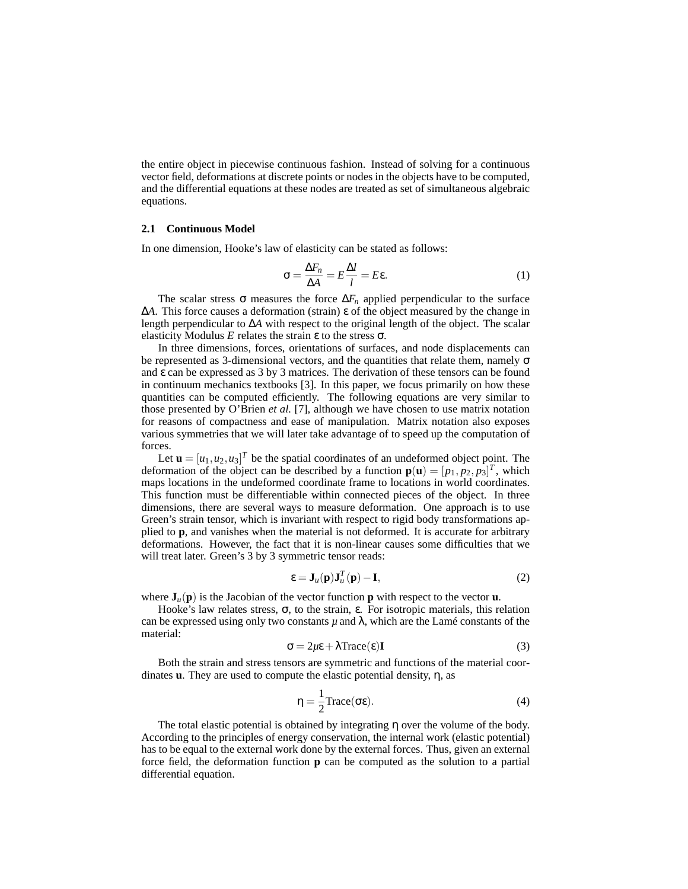the entire object in piecewise continuous fashion. Instead of solving for a continuous vector field, deformations at discrete points or nodes in the objects have to be computed, and the differential equations at these nodes are treated as set of simultaneous algebraic equations.

### 2.1 Continuous Model

In one dimension, Hooke's law of elasticity can be stated as follows:

$$\sigma = \frac{\Delta F_n}{\Delta A} = E\frac{\Delta l}{l} = E\varepsilon. \tag{1}$$

The scalar stress $\sigma$ measures the force $\Delta F_n$ applied perpendicular to the surface $\Delta A$. This force causes a deformation (strain) $\varepsilon$ of the object measured by the change in length perpendicular to $\Delta A$ with respect to the original length of the object. The scalar elasticity Modulus $E$ relates the strain $\varepsilon$ to the stress $\sigma$.

In three dimensions, forces, orientations of surfaces, and node displacements can be represented as 3-dimensional vectors, and the quantities that relate them, namely $\sigma$ and $\varepsilon$ can be expressed as 3 by 3 matrices. The derivation of these tensors can be found in continuum mechanics textbooks [3]. In this paper, we focus primarily on how these quantities can be computed efficiently. The following equations are very similar to those presented by O'Brien *et al.* [7], although we have chosen to use matrix notation for reasons of compactness and ease of manipulation. Matrix notation also exposes various symmetries that we will later take advantage of to speed up the computation of forces.

Let $\mathbf{u} = [u_1, u_2, u_3]^T$ be the spatial coordinates of an undeformed object point. The deformation of the object can be described by a function $\mathbf{p}(\mathbf{u}) = [p_1, p_2, p_3]^T$, which maps locations in the undeformed coordinate frame to locations in world coordinates. This function must be differentiable within connected pieces of the object. In three dimensions, there are several ways to measure deformation. One approach is to use Green's strain tensor, which is invariant with respect to rigid body transformations applied to $\mathbf{p}$, and vanishes when the material is not deformed. It is accurate for arbitrary deformations. However, the fact that it is non-linear causes some difficulties that we will treat later. Green's 3 by 3 symmetric tensor reads:

$$\varepsilon = \mathbf{J}_u(\mathbf{p})\mathbf{J}_u^T(\mathbf{p}) - \mathbf{I}, \tag{2}$$

where $\mathbf{J}_u(\mathbf{p})$ is the Jacobian of the vector function $\mathbf{p}$ with respect to the vector $\mathbf{u}$.

Hooke's law relates stress, $\sigma$, to the strain, $\varepsilon$. For isotropic materials, this relation can be expressed using only two constants $\mu$ and $\lambda$, which are the Lamé constants of the material:

$$\sigma = 2\mu\varepsilon + \lambda \text{Trace}(\varepsilon)\mathbf{I} \tag{3}$$

Both the strain and stress tensors are symmetric and functions of the material coordinates $\mathbf{u}$. They are used to compute the elastic potential density, $\eta$, as

$$\eta = \frac{1}{2}\text{Trace}(\sigma\varepsilon). \tag{4}$$

The total elastic potential is obtained by integrating $\eta$ over the volume of the body. According to the principles of energy conservation, the internal work (elastic potential) has to be equal to the external work done by the external forces. Thus, given an external force field, the deformation function $\mathbf{p}$ can be computed as the solution to a partial differential equation.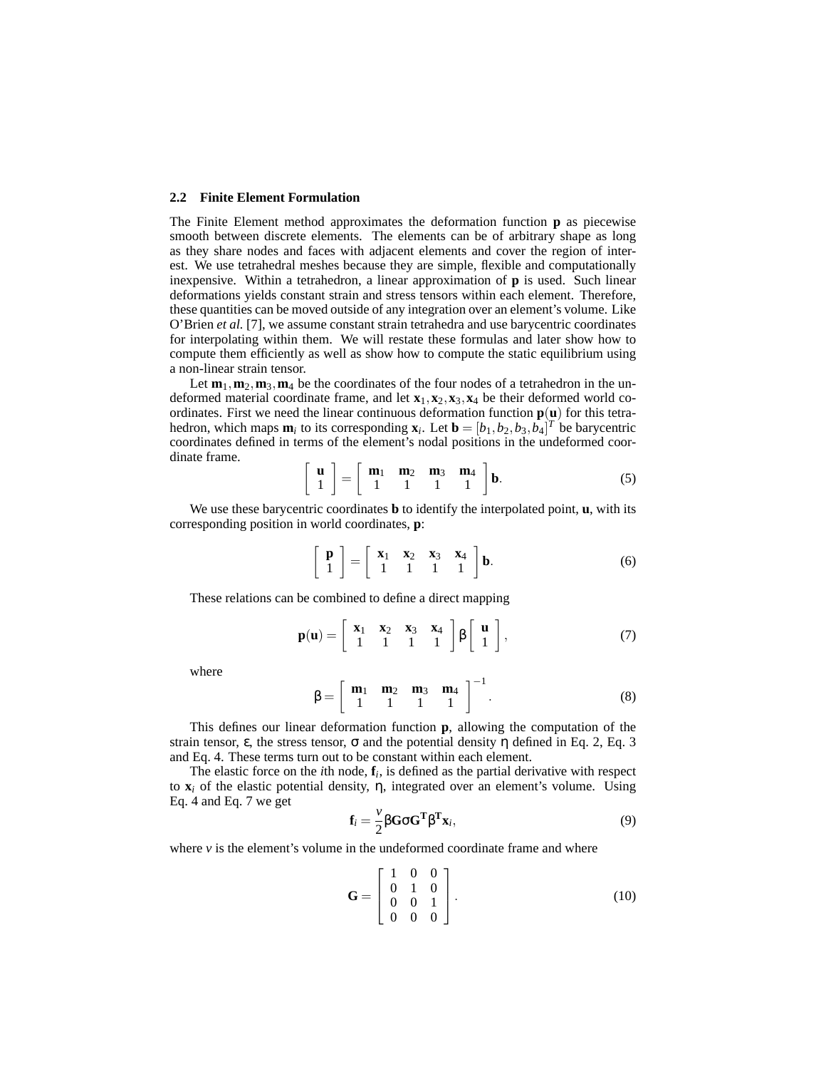### 2.2 Finite Element Formulation

The Finite Element method approximates the deformation function $\mathbf{p}$ as piecewise smooth between discrete elements. The elements can be of arbitrary shape as long as they share nodes and faces with adjacent elements and cover the region of interest. We use tetrahedral meshes because they are simple, flexible and computationally inexpensive. Within a tetrahedron, a linear approximation of $\mathbf{p}$ is used. Such linear deformations yields constant strain and stress tensors within each element. Therefore, these quantities can be moved outside of any integration over an element's volume. Like O'Brien *et al.* [7], we assume constant strain tetrahedra and use barycentric coordinates for interpolating within them. We will restate these formulas and later show how to compute them efficiently as well as show how to compute the static equilibrium using a non-linear strain tensor.

Let $\mathbf{m}_1, \mathbf{m}_2, \mathbf{m}_3, \mathbf{m}_4$ be the coordinates of the four nodes of a tetrahedron in the undeformed material coordinate frame, and let $\mathbf{x}_1, \mathbf{x}_2, \mathbf{x}_3, \mathbf{x}_4$ be their deformed world coordinates. First we need the linear continuous deformation function $\mathbf{p}(\mathbf{u})$ for this tetrahedron, which maps $\mathbf{m}_i$ to its corresponding $\mathbf{x}_i$. Let $\mathbf{b} = [b_1, b_2, b_3, b_4]^T$ be barycentric coordinates defined in terms of the element's nodal positions in the undeformed coordinate frame.

$$\begin{bmatrix} \mathbf{u} \\ 1 \end{bmatrix} = \begin{bmatrix} \mathbf{m}_1 & \mathbf{m}_2 & \mathbf{m}_3 & \mathbf{m}_4 \\ 1 & 1 & 1 & 1 \end{bmatrix} \mathbf{b}. \tag{5}$$

We use these barycentric coordinates $\mathbf{b}$ to identify the interpolated point, $\mathbf{u}$, with its corresponding position in world coordinates, $\mathbf{p}$:

$$\begin{bmatrix} \mathbf{p} \\ 1 \end{bmatrix} = \begin{bmatrix} \mathbf{x}_1 & \mathbf{x}_2 & \mathbf{x}_3 & \mathbf{x}_4 \\ 1 & 1 & 1 & 1 \end{bmatrix} \mathbf{b}. \tag{6}$$

These relations can be combined to define a direct mapping

$$\mathbf{p}(\mathbf{u}) = \begin{bmatrix} \mathbf{x}_1 & \mathbf{x}_2 & \mathbf{x}_3 & \mathbf{x}_4 \\ 1 & 1 & 1 & 1 \end{bmatrix} \beta \begin{bmatrix} \mathbf{u} \\ 1 \end{bmatrix}, \tag{7}$$

where

$$\beta = \begin{bmatrix} \mathbf{m}_1 & \mathbf{m}_2 & \mathbf{m}_3 & \mathbf{m}_4 \\ 1 & 1 & 1 & 1 \end{bmatrix}^{-1}. \tag{8}$$

This defines our linear deformation function $\mathbf{p}$, allowing the computation of the strain tensor, $\varepsilon$, the stress tensor, $\sigma$ and the potential density $\eta$ defined in Eq. 2, Eq. 3 and Eq. 4. These terms turn out to be constant within each element.

The elastic force on the $i$th node, $\mathbf{f}_i$, is defined as the partial derivative with respect to $\mathbf{x}_i$ of the elastic potential density, $\eta$, integrated over an element's volume. Using Eq. 4 and Eq. 7 we get

$$\mathbf{f}_i = \frac{v}{2} \beta \mathbf{G} \sigma \mathbf{G}^{\mathbf{T}} \beta^{\mathbf{T}} \mathbf{x}_i, \tag{9}$$

where $v$ is the element's volume in the undeformed coordinate frame and where

$$\mathbf{G} = \begin{bmatrix} 1 & 0 & 0 \\ 0 & 1 & 0 \\ 0 & 0 & 1 \\ 0 & 0 & 0 \end{bmatrix}. \tag{10}$$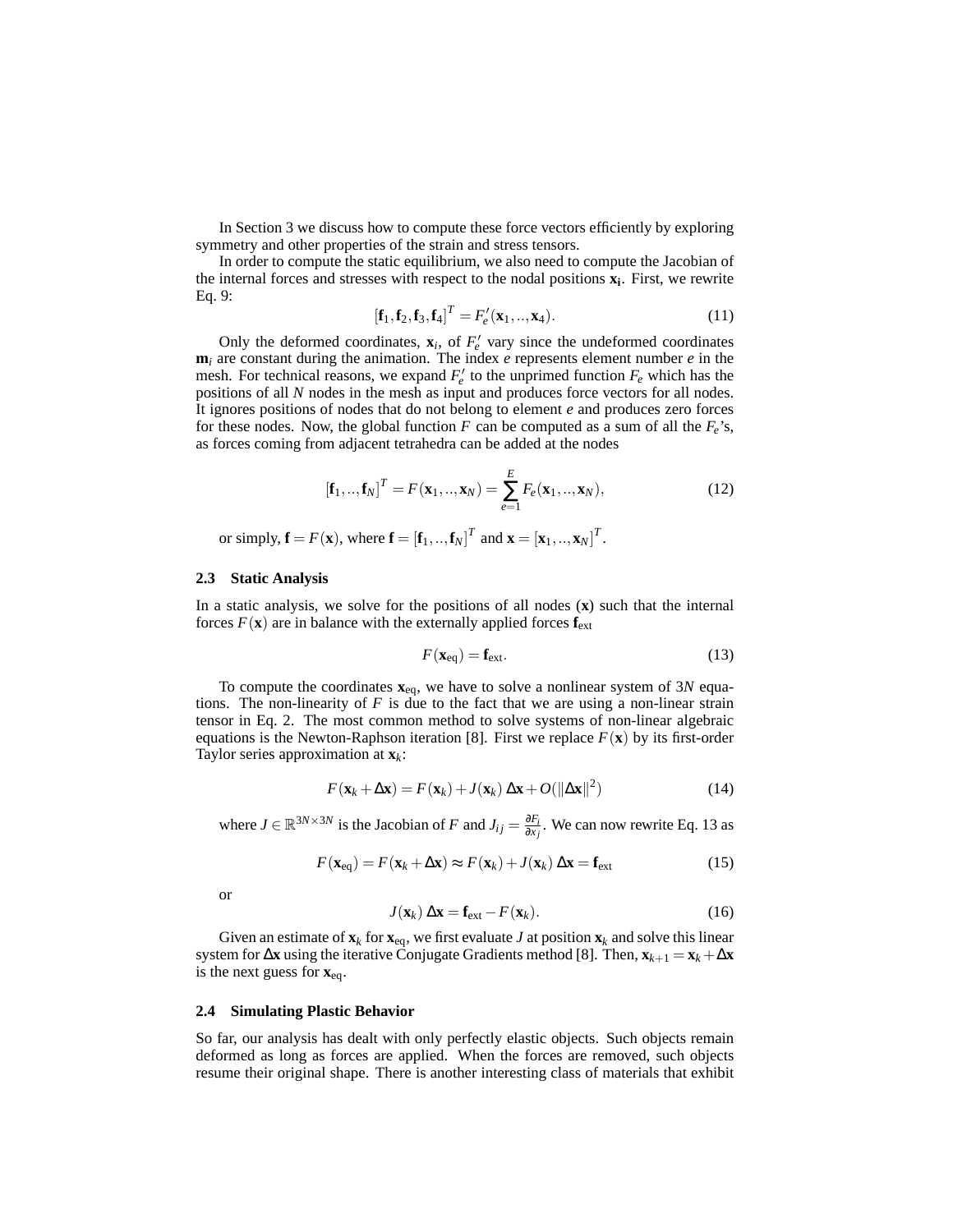In Section 3 we discuss how to compute these force vectors efficiently by exploring symmetry and other properties of the strain and stress tensors.

In order to compute the static equilibrium, we also need to compute the Jacobian of the internal forces and stresses with respect to the nodal positions $\mathbf{x_i}$. First, we rewrite Eq. 9:

$$[\mathbf{f}_1, \mathbf{f}_2, \mathbf{f}_3, \mathbf{f}_4]^T = F'_e(\mathbf{x}_1, .., \mathbf{x}_4). \tag{11}$$

Only the deformed coordinates, $\mathbf{x}_i$, of $F'_e$ vary since the undeformed coordinates $\mathbf{m}_i$ are constant during the animation. The index $e$ represents element number $e$ in the mesh. For technical reasons, we expand $F'_e$ to the unprimed function $F_e$ which has the positions of all $N$ nodes in the mesh as input and produces force vectors for all nodes. It ignores positions of nodes that do not belong to element $e$ and produces zero forces for these nodes. Now, the global function $F$ can be computed as a sum of all the $F_e$'s, as forces coming from adjacent tetrahedra can be added at the nodes

$$[\mathbf{f}_1, .., \mathbf{f}_N]^T = F(\mathbf{x}_1, .., \mathbf{x}_N) = \sum_{e=1}^{E} F_e(\mathbf{x}_1, .., \mathbf{x}_N), \tag{12}$$

or simply, $\mathbf{f} = F(\mathbf{x})$, where $\mathbf{f} = [\mathbf{f}_1, .., \mathbf{f}_N]^T$ and $\mathbf{x} = [\mathbf{x}_1, .., \mathbf{x}_N]^T$.

### 2.3 Static Analysis

In a static analysis, we solve for the positions of all nodes ($\mathbf{x}$) such that the internal forces $F(\mathbf{x})$ are in balance with the externally applied forces $\mathbf{f}_{\text{ext}}$

$$F(\mathbf{x}_{\text{eq}}) = \mathbf{f}_{\text{ext}}. \tag{13}$$

To compute the coordinates $\mathbf{x}_{\text{eq}}$, we have to solve a nonlinear system of $3N$ equations. The non-linearity of $F$ is due to the fact that we are using a non-linear strain tensor in Eq. 2. The most common method to solve systems of non-linear algebraic equations is the Newton-Raphson iteration [8]. First we replace $F(\mathbf{x})$ by its first-order Taylor series approximation at $\mathbf{x}_k$:

$$F(\mathbf{x}_k + \Delta\mathbf{x}) = F(\mathbf{x}_k) + J(\mathbf{x}_k)\,\Delta\mathbf{x} + O(\|\Delta\mathbf{x}\|^2) \tag{14}$$

where $J \in \mathbb{R}^{3N \times 3N}$ is the Jacobian of $F$ and $J_{ij} = \frac{\partial F_i}{\partial x_j}$. We can now rewrite Eq. 13 as

$$F(\mathbf{x}_{\text{eq}}) = F(\mathbf{x}_k + \Delta\mathbf{x}) \approx F(\mathbf{x}_k) + J(\mathbf{x}_k)\,\Delta\mathbf{x} = \mathbf{f}_{\text{ext}} \tag{15}$$

or

$$J(\mathbf{x}_k)\,\Delta\mathbf{x} = \mathbf{f}_{\text{ext}} - F(\mathbf{x}_k). \tag{16}$$

Given an estimate of $\mathbf{x}_k$ for $\mathbf{x}_{\text{eq}}$, we first evaluate $J$ at position $\mathbf{x}_k$ and solve this linear system for $\Delta\mathbf{x}$ using the iterative Conjugate Gradients method [8]. Then, $\mathbf{x}_{k+1} = \mathbf{x}_k + \Delta\mathbf{x}$ is the next guess for $\mathbf{x}_{\text{eq}}$.

### 2.4 Simulating Plastic Behavior

So far, our analysis has dealt with only perfectly elastic objects. Such objects remain deformed as long as forces are applied. When the forces are removed, such objects resume their original shape. There is another interesting class of materials that exhibit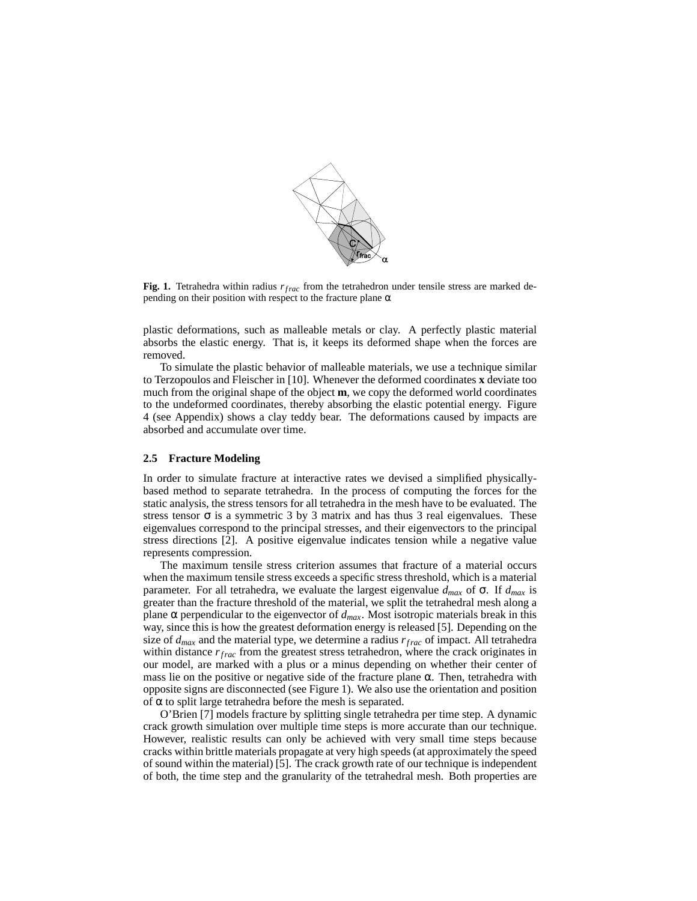**Fig. 1.** Tetrahedra within radius $r_{frac}$ from the tetrahedron under tensile stress are marked depending on their position with respect to the fracture plane $\alpha$

plastic deformations, such as malleable metals or clay. A perfectly plastic material absorbs the elastic energy. That is, it keeps its deformed shape when the forces are removed.

To simulate the plastic behavior of malleable materials, we use a technique similar to Terzopoulos and Fleischer in [10]. Whenever the deformed coordinates **x** deviate too much from the original shape of the object **m**, we copy the deformed world coordinates to the undeformed coordinates, thereby absorbing the elastic potential energy. Figure 4 (see Appendix) shows a clay teddy bear. The deformations caused by impacts are absorbed and accumulate over time.

### 2.5 Fracture Modeling

In order to simulate fracture at interactive rates we devised a simplified physically-based method to separate tetrahedra. In the process of computing the forces for the static analysis, the stress tensors for all tetrahedra in the mesh have to be evaluated. The stress tensor $\sigma$ is a symmetric 3 by 3 matrix and has thus 3 real eigenvalues. These eigenvalues correspond to the principal stresses, and their eigenvectors to the principal stress directions [2]. A positive eigenvalue indicates tension while a negative value represents compression.

The maximum tensile stress criterion assumes that fracture of a material occurs when the maximum tensile stress exceeds a specific stress threshold, which is a material parameter. For all tetrahedra, we evaluate the largest eigenvalue $d_{max}$ of $\sigma$. If $d_{max}$ is greater than the fracture threshold of the material, we split the tetrahedral mesh along a plane $\alpha$ perpendicular to the eigenvector of $d_{max}$. Most isotropic materials break in this way, since this is how the greatest deformation energy is released [5]. Depending on the size of $d_{max}$ and the material type, we determine a radius $r_{frac}$ of impact. All tetrahedra within distance $r_{frac}$ from the greatest stress tetrahedron, where the crack originates in our model, are marked with a plus or a minus depending on whether their center of mass lie on the positive or negative side of the fracture plane $\alpha$. Then, tetrahedra with opposite signs are disconnected (see Figure 1). We also use the orientation and position of $\alpha$ to split large tetrahedra before the mesh is separated.

O'Brien [7] models fracture by splitting single tetrahedra per time step. A dynamic crack growth simulation over multiple time steps is more accurate than our technique. However, realistic results can only be achieved with very small time steps because cracks within brittle materials propagate at very high speeds (at approximately the speed of sound within the material) [5]. The crack growth rate of our technique is independent of both, the time step and the granularity of the tetrahedral mesh. Both properties are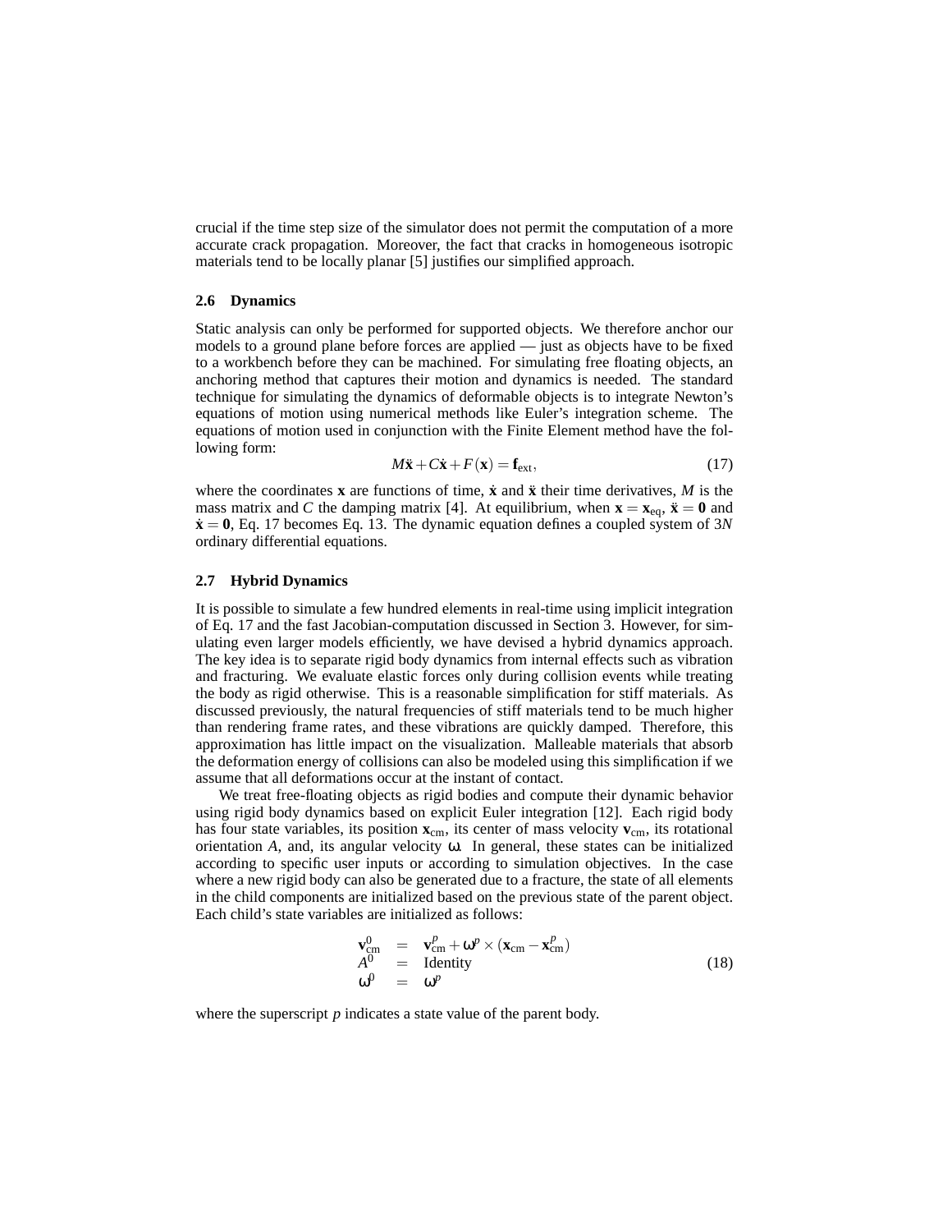crucial if the time step size of the simulator does not permit the computation of a more accurate crack propagation. Moreover, the fact that cracks in homogeneous isotropic materials tend to be locally planar [5] justifies our simplified approach.

### 2.6 Dynamics

Static analysis can only be performed for supported objects. We therefore anchor our models to a ground plane before forces are applied — just as objects have to be fixed to a workbench before they can be machined. For simulating free floating objects, an anchoring method that captures their motion and dynamics is needed. The standard technique for simulating the dynamics of deformable objects is to integrate Newton's equations of motion using numerical methods like Euler's integration scheme. The equations of motion used in conjunction with the Finite Element method have the following form:

$$M\ddot{\mathbf{x}} + C\dot{\mathbf{x}} + F(\mathbf{x}) = \mathbf{f}_{\text{ext}}, \tag{17}$$

where the coordinates $\mathbf{x}$ are functions of time, $\dot{\mathbf{x}}$ and $\ddot{\mathbf{x}}$ their time derivatives, $M$ is the mass matrix and $C$ the damping matrix [4]. At equilibrium, when $\mathbf{x} = \mathbf{x}_{\text{eq}}$, $\ddot{\mathbf{x}} = \mathbf{0}$ and $\dot{\mathbf{x}} = \mathbf{0}$, Eq. 17 becomes Eq. 13. The dynamic equation defines a coupled system of $3N$ ordinary differential equations.

### 2.7 Hybrid Dynamics

It is possible to simulate a few hundred elements in real-time using implicit integration of Eq. 17 and the fast Jacobian-computation discussed in Section 3. However, for simulating even larger models efficiently, we have devised a hybrid dynamics approach. The key idea is to separate rigid body dynamics from internal effects such as vibration and fracturing. We evaluate elastic forces only during collision events while treating the body as rigid otherwise. This is a reasonable simplification for stiff materials. As discussed previously, the natural frequencies of stiff materials tend to be much higher than rendering frame rates, and these vibrations are quickly damped. Therefore, this approximation has little impact on the visualization. Malleable materials that absorb the deformation energy of collisions can also be modeled using this simplification if we assume that all deformations occur at the instant of contact.

We treat free-floating objects as rigid bodies and compute their dynamic behavior using rigid body dynamics based on explicit Euler integration [12]. Each rigid body has four state variables, its position $\mathbf{x}_{\text{cm}}$, its center of mass velocity $\mathbf{v}_{\text{cm}}$, its rotational orientation $A$, and, its angular velocity $\omega$. In general, these states can be initialized according to specific user inputs or according to simulation objectives. In the case where a new rigid body can also be generated due to a fracture, the state of all elements in the child components are initialized based on the previous state of the parent object. Each child's state variables are initialized as follows:

$$\begin{aligned}
\mathbf{v}_{\text{cm}}^0 &= \mathbf{v}_{\text{cm}}^p + \omega^p \times (\mathbf{x}_{\text{cm}} - \mathbf{x}_{\text{cm}}^p) \\
A^0 &= \text{Identity} \\
\omega^0 &= \omega^p
\end{aligned} \tag{18}$$

where the superscript $p$ indicates a state value of the parent body.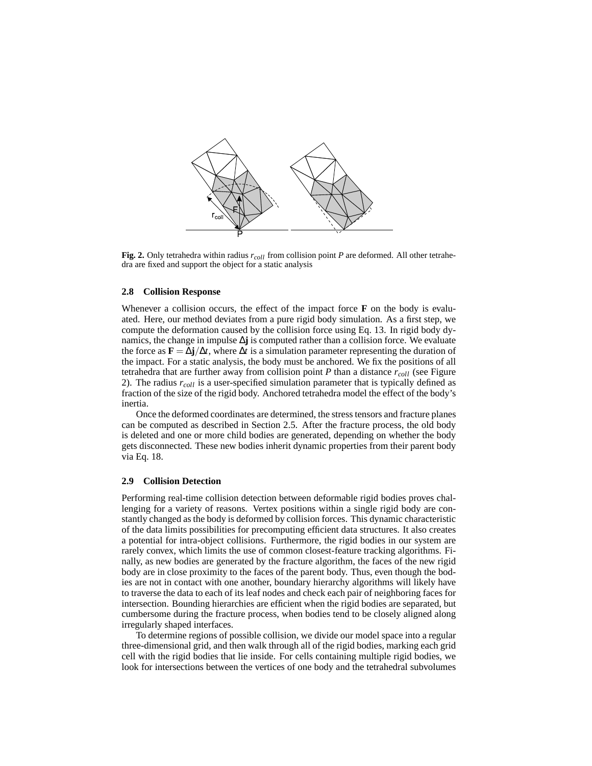**Fig. 2.** Only tetrahedra within radius $r_{coll}$ from collision point $P$ are deformed. All other tetrahedra are fixed and support the object for a static analysis

### 2.8 Collision Response

Whenever a collision occurs, the effect of the impact force $\mathbf{F}$ on the body is evaluated. Here, our method deviates from a pure rigid body simulation. As a first step, we compute the deformation caused by the collision force using Eq. 13. In rigid body dynamics, the change in impulse $\Delta\mathbf{j}$ is computed rather than a collision force. We evaluate the force as $\mathbf{F} = \Delta\mathbf{j}/\Delta t$, where $\Delta t$ is a simulation parameter representing the duration of the impact. For a static analysis, the body must be anchored. We fix the positions of all tetrahedra that are further away from collision point $P$ than a distance $r_{coll}$ (see Figure 2). The radius $r_{coll}$ is a user-specified simulation parameter that is typically defined as fraction of the size of the rigid body. Anchored tetrahedra model the effect of the body's inertia.

Once the deformed coordinates are determined, the stress tensors and fracture planes can be computed as described in Section 2.5. After the fracture process, the old body is deleted and one or more child bodies are generated, depending on whether the body gets disconnected. These new bodies inherit dynamic properties from their parent body via Eq. 18.

### 2.9 Collision Detection

Performing real-time collision detection between deformable rigid bodies proves challenging for a variety of reasons. Vertex positions within a single rigid body are constantly changed as the body is deformed by collision forces. This dynamic characteristic of the data limits possibilities for precomputing efficient data structures. It also creates a potential for intra-object collisions. Furthermore, the rigid bodies in our system are rarely convex, which limits the use of common closest-feature tracking algorithms. Finally, as new bodies are generated by the fracture algorithm, the faces of the new rigid body are in close proximity to the faces of the parent body. Thus, even though the bodies are not in contact with one another, boundary hierarchy algorithms will likely have to traverse the data to each of its leaf nodes and check each pair of neighboring faces for intersection. Bounding hierarchies are efficient when the rigid bodies are separated, but cumbersome during the fracture process, when bodies tend to be closely aligned along irregularly shaped interfaces.

To determine regions of possible collision, we divide our model space into a regular three-dimensional grid, and then walk through all of the rigid bodies, marking each grid cell with the rigid bodies that lie inside. For cells containing multiple rigid bodies, we look for intersections between the vertices of one body and the tetrahedral subvolumes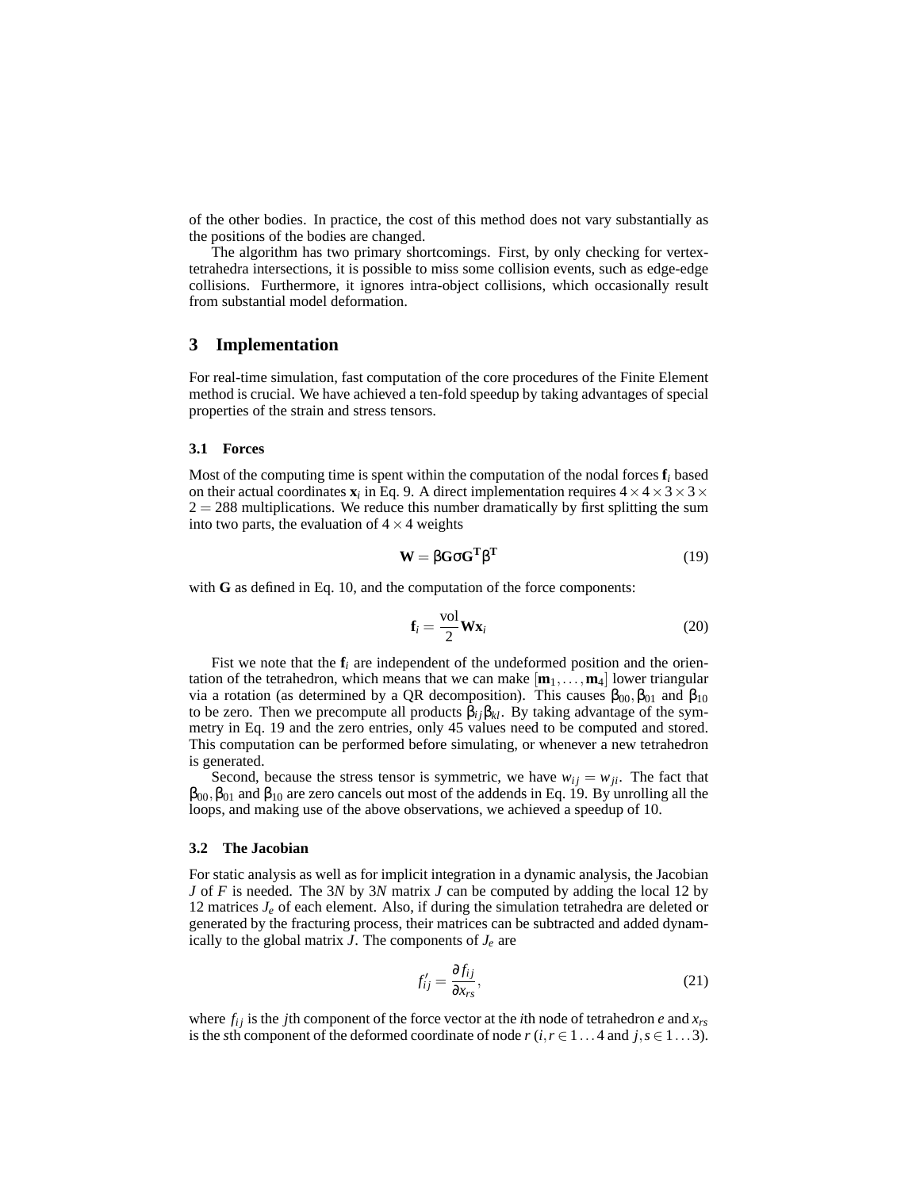of the other bodies. In practice, the cost of this method does not vary substantially as the positions of the bodies are changed.

The algorithm has two primary shortcomings. First, by only checking for vertex-tetrahedra intersections, it is possible to miss some collision events, such as edge-edge collisions. Furthermore, it ignores intra-object collisions, which occasionally result from substantial model deformation.

## 3 Implementation

For real-time simulation, fast computation of the core procedures of the Finite Element method is crucial. We have achieved a ten-fold speedup by taking advantages of special properties of the strain and stress tensors.

### 3.1 Forces

Most of the computing time is spent within the computation of the nodal forces $\mathbf{f}_i$ based on their actual coordinates $\mathbf{x}_i$ in Eq. 9. A direct implementation requires $4 \times 4 \times 3 \times 3 \times 2 = 288$ multiplications. We reduce this number dramatically by first splitting the sum into two parts, the evaluation of $4 \times 4$ weights

$$\mathbf{W} = \beta \mathbf{G} \sigma \mathbf{G}^{\mathbf{T}} \beta^{\mathbf{T}} \tag{19}$$

with $\mathbf{G}$ as defined in Eq. 10, and the computation of the force components:

$$\mathbf{f}_i = \frac{\text{vol}}{2} \mathbf{W} \mathbf{x}_i \tag{20}$$

Fist we note that the $\mathbf{f}_i$ are independent of the undeformed position and the orientation of the tetrahedron, which means that we can make $[\mathbf{m}_1, \ldots, \mathbf{m}_4]$ lower triangular via a rotation (as determined by a QR decomposition). This causes $\beta_{00}, \beta_{01}$ and $\beta_{10}$ to be zero. Then we precompute all products $\beta_{ij}\beta_{kl}$. By taking advantage of the symmetry in Eq. 19 and the zero entries, only 45 values need to be computed and stored. This computation can be performed before simulating, or whenever a new tetrahedron is generated.

Second, because the stress tensor is symmetric, we have $w_{ij} = w_{ji}$. The fact that $\beta_{00}, \beta_{01}$ and $\beta_{10}$ are zero cancels out most of the addends in Eq. 19. By unrolling all the loops, and making use of the above observations, we achieved a speedup of 10.

### 3.2 The Jacobian

For static analysis as well as for implicit integration in a dynamic analysis, the Jacobian $J$ of $F$ is needed. The $3N$ by $3N$ matrix $J$ can be computed by adding the local 12 by 12 matrices $J_e$ of each element. Also, if during the simulation tetrahedra are deleted or generated by the fracturing process, their matrices can be subtracted and added dynamically to the global matrix $J$. The components of $J_e$ are

$$f'_{ij} = \frac{\partial f_{ij}}{\partial x_{rs}}, \tag{21}$$

where $f_{ij}$ is the $j$th component of the force vector at the $i$th node of tetrahedron $e$ and $x_{rs}$ is the $s$th component of the deformed coordinate of node $r$ ($i, r \in 1 \ldots 4$ and $j, s \in 1 \ldots 3$).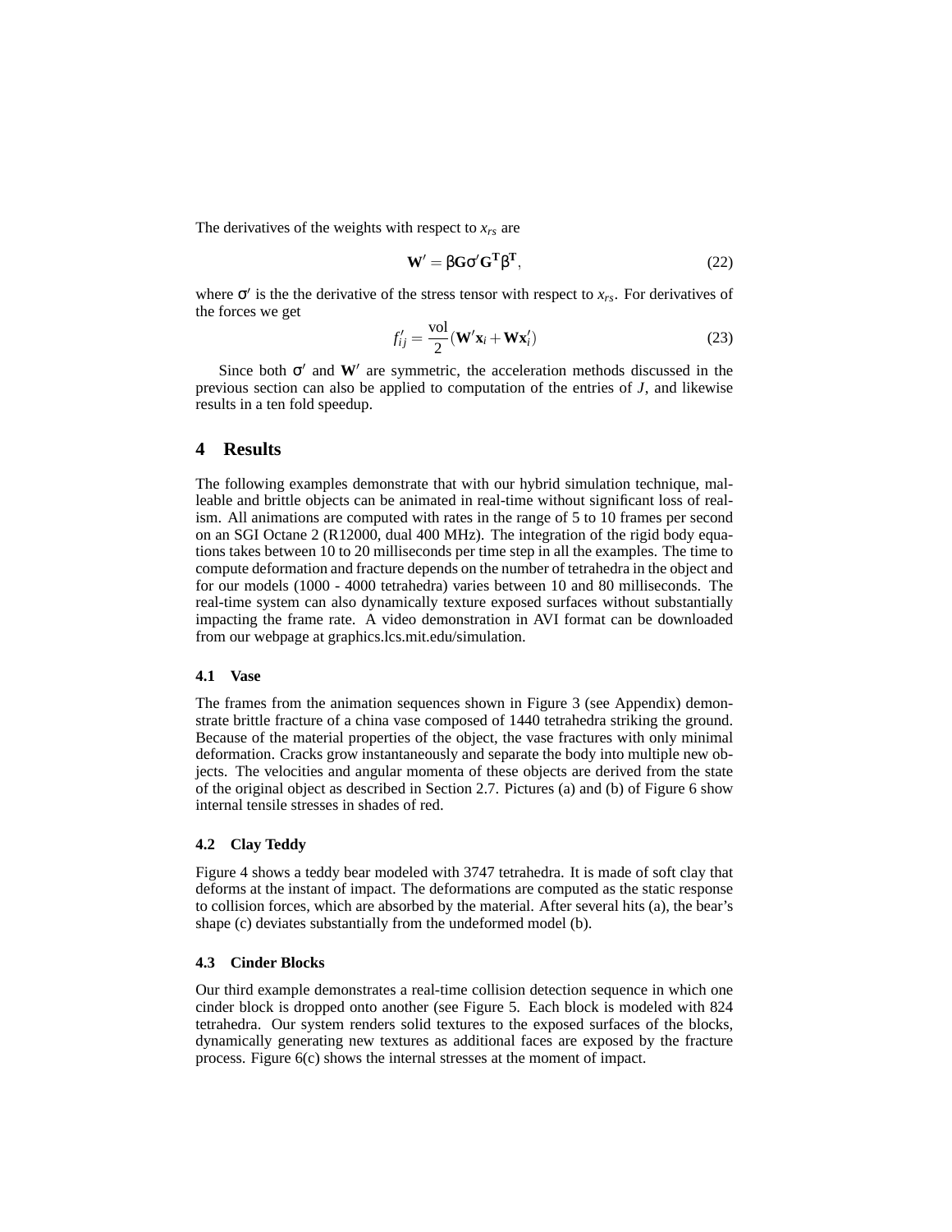The derivatives of the weights with respect to $x_{rs}$ are

$$\mathbf{W}' = \beta \mathbf{G} \sigma' \mathbf{G}^{\mathbf{T}} \beta^{\mathbf{T}}, \tag{22}$$

where $\sigma'$ is the the derivative of the stress tensor with respect to $x_{rs}$. For derivatives of the forces we get

$$f'_{ij} = \frac{\text{vol}}{2} (\mathbf{W}'\mathbf{x}_i + \mathbf{W}\mathbf{x}'_i) \tag{23}$$

Since both $\sigma'$ and $\mathbf{W}'$ are symmetric, the acceleration methods discussed in the previous section can also be applied to computation of the entries of $J$, and likewise results in a ten fold speedup.

## 4 Results

The following examples demonstrate that with our hybrid simulation technique, malleable and brittle objects can be animated in real-time without significant loss of realism. All animations are computed with rates in the range of 5 to 10 frames per second on an SGI Octane 2 (R12000, dual 400 MHz). The integration of the rigid body equations takes between 10 to 20 milliseconds per time step in all the examples. The time to compute deformation and fracture depends on the number of tetrahedra in the object and for our models (1000 - 4000 tetrahedra) varies between 10 and 80 milliseconds. The real-time system can also dynamically texture exposed surfaces without substantially impacting the frame rate. A video demonstration in AVI format can be downloaded from our webpage at graphics.lcs.mit.edu/simulation.

### 4.1 Vase

The frames from the animation sequences shown in Figure 3 (see Appendix) demonstrate brittle fracture of a china vase composed of 1440 tetrahedra striking the ground. Because of the material properties of the object, the vase fractures with only minimal deformation. Cracks grow instantaneously and separate the body into multiple new objects. The velocities and angular momenta of these objects are derived from the state of the original object as described in Section 2.7. Pictures (a) and (b) of Figure 6 show internal tensile stresses in shades of red.

### 4.2 Clay Teddy

Figure 4 shows a teddy bear modeled with 3747 tetrahedra. It is made of soft clay that deforms at the instant of impact. The deformations are computed as the static response to collision forces, which are absorbed by the material. After several hits (a), the bear's shape (c) deviates substantially from the undeformed model (b).

### 4.3 Cinder Blocks

Our third example demonstrates a real-time collision detection sequence in which one cinder block is dropped onto another (see Figure 5. Each block is modeled with 824 tetrahedra. Our system renders solid textures to the exposed surfaces of the blocks, dynamically generating new textures as additional faces are exposed by the fracture process. Figure 6(c) shows the internal stresses at the moment of impact.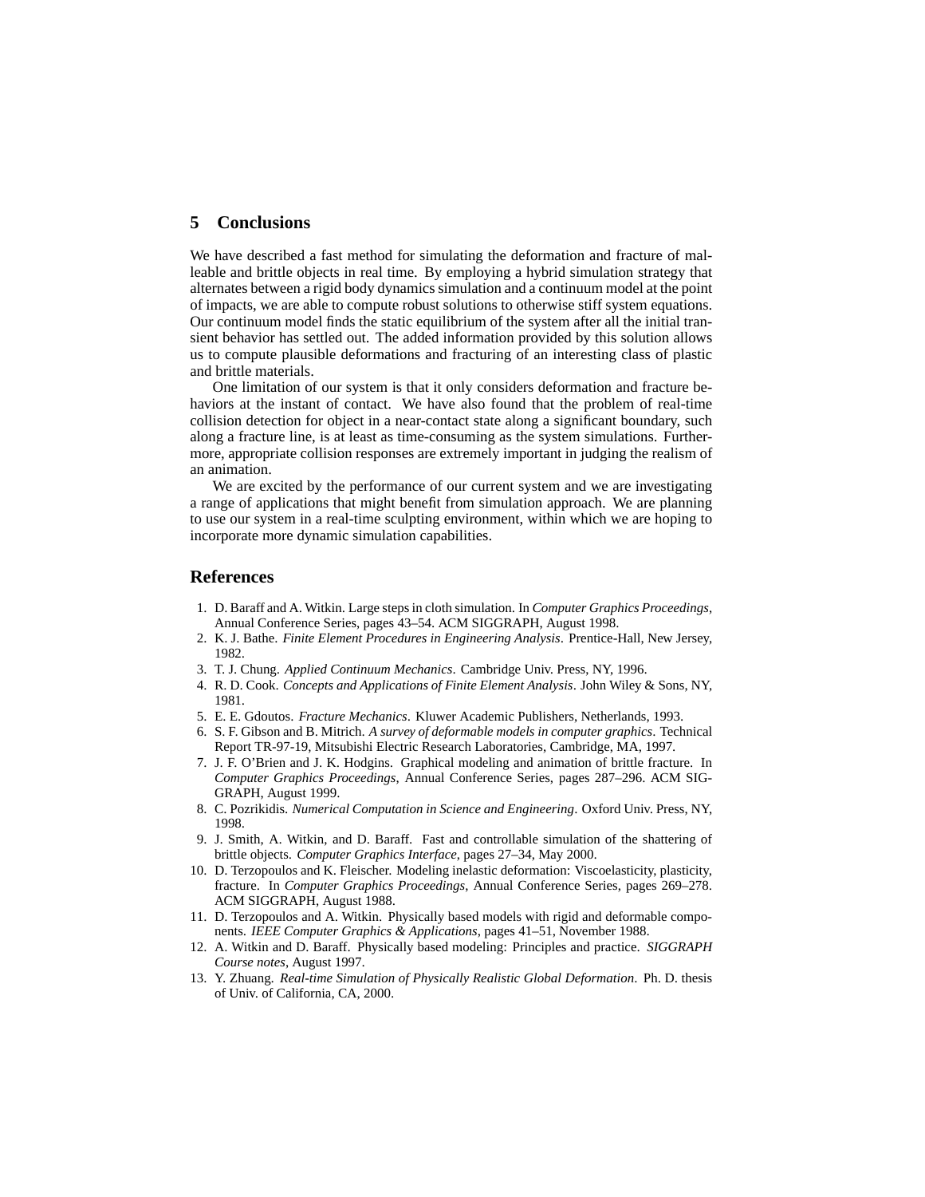## 5 Conclusions

We have described a fast method for simulating the deformation and fracture of malleable and brittle objects in real time. By employing a hybrid simulation strategy that alternates between a rigid body dynamics simulation and a continuum model at the point of impacts, we are able to compute robust solutions to otherwise stiff system equations. Our continuum model finds the static equilibrium of the system after all the initial transient behavior has settled out. The added information provided by this solution allows us to compute plausible deformations and fracturing of an interesting class of plastic and brittle materials.

One limitation of our system is that it only considers deformation and fracture behaviors at the instant of contact. We have also found that the problem of real-time collision detection for object in a near-contact state along a significant boundary, such along a fracture line, is at least as time-consuming as the system simulations. Furthermore, appropriate collision responses are extremely important in judging the realism of an animation.

We are excited by the performance of our current system and we are investigating a range of applications that might benefit from simulation approach. We are planning to use our system in a real-time sculpting environment, within which we are hoping to incorporate more dynamic simulation capabilities.

## References

1. D. Baraff and A. Witkin. Large steps in cloth simulation. In *Computer Graphics Proceedings*, Annual Conference Series, pages 43–54. ACM SIGGRAPH, August 1998.
2. K. J. Bathe. *Finite Element Procedures in Engineering Analysis*. Prentice-Hall, New Jersey, 1982.
3. T. J. Chung. *Applied Continuum Mechanics*. Cambridge Univ. Press, NY, 1996.
4. R. D. Cook. *Concepts and Applications of Finite Element Analysis*. John Wiley & Sons, NY, 1981.
5. E. E. Gdoutos. *Fracture Mechanics*. Kluwer Academic Publishers, Netherlands, 1993.
6. S. F. Gibson and B. Mitrich. *A survey of deformable models in computer graphics*. Technical Report TR-97-19, Mitsubishi Electric Research Laboratories, Cambridge, MA, 1997.
7. J. F. O'Brien and J. K. Hodgins. Graphical modeling and animation of brittle fracture. In *Computer Graphics Proceedings*, Annual Conference Series, pages 287–296. ACM SIGGRAPH, August 1999.
8. C. Pozrikidis. *Numerical Computation in Science and Engineering*. Oxford Univ. Press, NY, 1998.
9. J. Smith, A. Witkin, and D. Baraff. Fast and controllable simulation of the shattering of brittle objects. *Computer Graphics Interface*, pages 27–34, May 2000.
10. D. Terzopoulos and K. Fleischer. Modeling inelastic deformation: Viscoelasticity, plasticity, fracture. In *Computer Graphics Proceedings*, Annual Conference Series, pages 269–278. ACM SIGGRAPH, August 1988.
11. D. Terzopoulos and A. Witkin. Physically based models with rigid and deformable components. *IEEE Computer Graphics & Applications*, pages 41–51, November 1988.
12. A. Witkin and D. Baraff. Physically based modeling: Principles and practice. *SIGGRAPH Course notes*, August 1997.
13. Y. Zhuang. *Real-time Simulation of Physically Realistic Global Deformation*. Ph. D. thesis of Univ. of California, CA, 2000.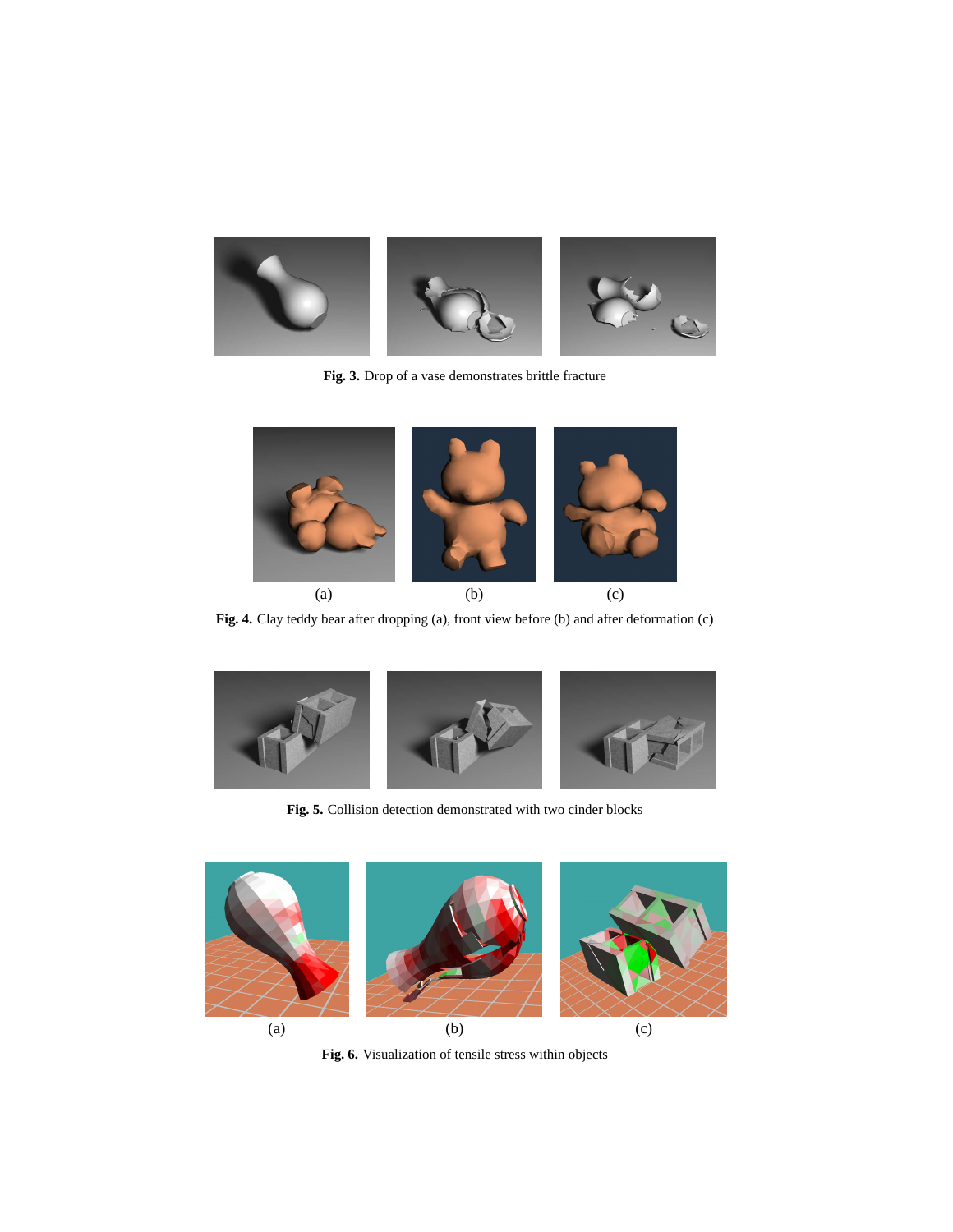**Fig. 3.** Drop of a vase demonstrates brittle fracture

(a) (b) (c)

**Fig. 4.** Clay teddy bear after dropping (a), front view before (b) and after deformation (c)

**Fig. 5.** Collision detection demonstrated with two cinder blocks

(a) (b) (c)

**Fig. 6.** Visualization of tensile stress within objects